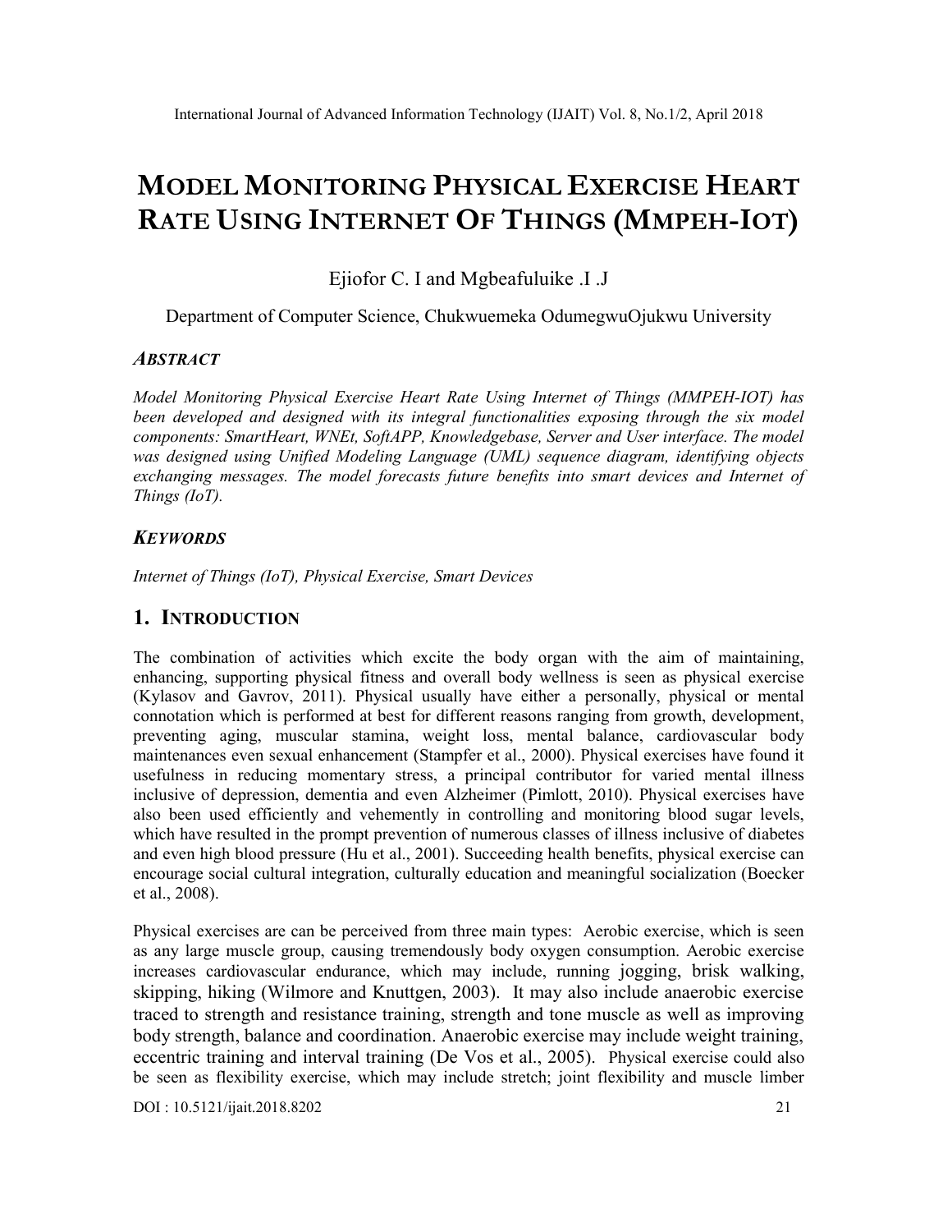# MODEL MONITORING PHYSICAL EXERCISE HEART RATE USING INTERNET OF THINGS (MMPEH-IOT)

Ejiofor C. I and Mgbeafuluike .I .J

Department of Computer Science, Chukwuemeka OdumegwuOjukwu University

## ABSTRACT

*Model Monitoring Physical Exercise Heart Rate Using Internet of Things (MMPEH-IOT) has been developed and designed with its integral functionalities exposing through the six model components: SmartHeart, WNEt, SoftAPP, Knowledgebase, Server and User interface. The model was designed using Unified Modeling Language (UML) sequence diagram, identifying objects exchanging messages. The model forecasts future benefits into smart devices and Internet of Things (IoT).*

## KEYWORDS

*Internet of Things (IoT), Physical Exercise, Smart Devices*

## 1. INTRODUCTION

The combination of activities which excite the body organ with the aim of maintaining, enhancing, supporting physical fitness and overall body wellness is seen as physical exercise (Kylasov and Gavrov, 2011). Physical usually have either a personally, physical or mental connotation which is performed at best for different reasons ranging from growth, development, preventing aging, muscular stamina, weight loss, mental balance, cardiovascular body maintenances even sexual enhancement (Stampfer et al., 2000). Physical exercises have found it usefulness in reducing momentary stress, a principal contributor for varied mental illness inclusive of depression, dementia and even Alzheimer (Pimlott, 2010). Physical exercises have also been used efficiently and vehemently in controlling and monitoring blood sugar levels, which have resulted in the prompt prevention of numerous classes of illness inclusive of diabetes and even high blood pressure (Hu et al., 2001). Succeeding health benefits, physical exercise can encourage social cultural integration, culturally education and meaningful socialization (Boecker et al., 2008).

Physical exercises are can be perceived from three main types: Aerobic exercise, which is seen as any large muscle group, causing tremendously body oxygen consumption. Aerobic exercise increases cardiovascular endurance, which may include, running jogging, brisk walking, skipping, hiking (Wilmore and Knuttgen, 2003). It may also include anaerobic exercise traced to strength and resistance training, strength and tone muscle as well as improving body strength, balance and coordination. Anaerobic exercise may include weight training, eccentric training and interval training (De Vos et al., 2005). Physical exercise could also be seen as flexibility exercise, which may include stretch; joint flexibility and muscle limber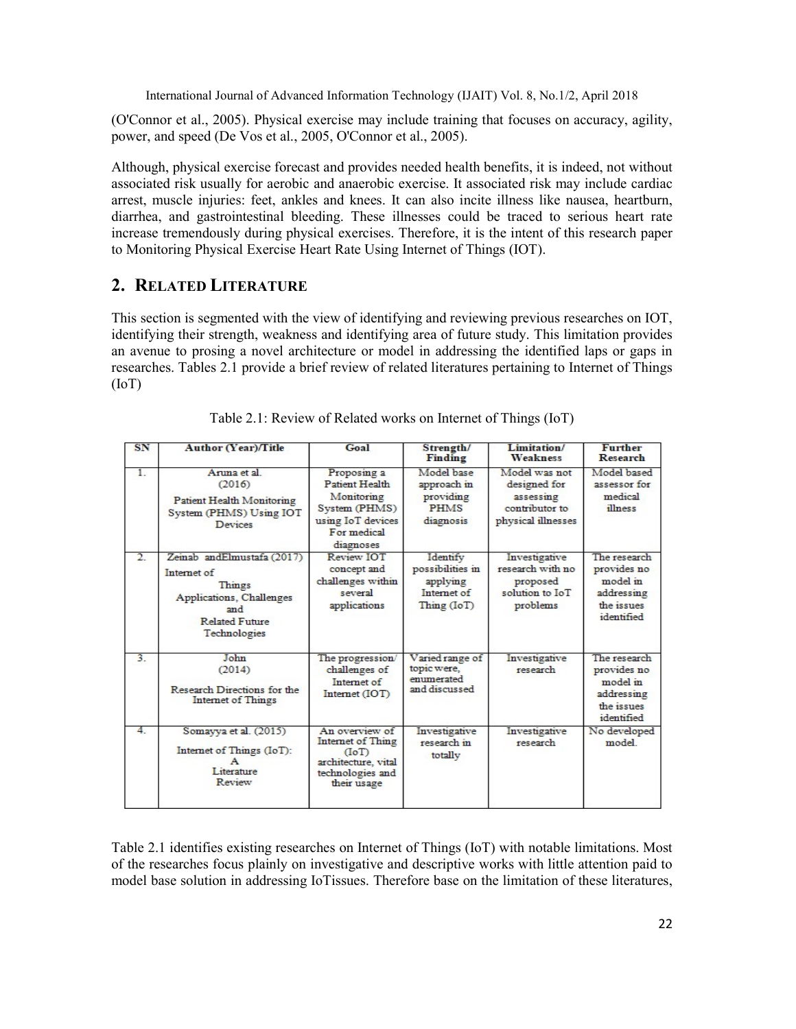(O'Connor et al., 2005). Physical exercise may include training that focuses on accuracy, agility, power, and speed (De Vos et al., 2005, O'Connor et al., 2005).

Although, physical exercise forecast and provides needed health benefits, it is indeed, not without associated risk usually for aerobic and anaerobic exercise. It associated risk may include cardiac arrest, muscle injuries: feet, ankles and knees. It can also incite illness like nausea, heartburn, diarrhea, and gastrointestinal bleeding. These illnesses could be traced to serious heart rate increase tremendously during physical exercises. Therefore, it is the intent of this research paper to Monitoring Physical Exercise Heart Rate Using Internet of Things (IOT).

## 2. RELATED LITERATURE

This section is segmented with the view of identifying and reviewing previous researches on IOT, identifying their strength, weakness and identifying area of future study. This limitation provides an avenue to prosing a novel architecture or model in addressing the identified laps or gaps in researches. Tables 2.1 provide a brief review of related literatures pertaining to Internet of Things (IoT)

Table 2.1: Review of Related works on Internet of Things (IoT)

| SN | Author (Year)/Title | Goal | Strength/ Finding | Limitation/ Weakness | Further Research |
|---|---|---|---|---|---|
| 1. | Aruna et al. (2016) Patient Health Monitoring System (PHMS) Using IOT Devices | Proposing a Patient Health Monitoring System (PHMS) using IoT devices For medical diagnoses | Model base approach in providing PHMS diagnosis | Model was not designed for assessing contributor to physical illnesses | Model based assessor for medical illness |
| 2. | Zeinab andElmustafa (2017) Internet of Things Applications, Challenges and Related Future Technologies | Review IOT concept and challenges within several applications | Identify possibilities in applying Internet of Thing (IoT) | Investigative research with no proposed solution to IoT problems | The research provides no model in addressing the issues identified |
| 3. | John (2014) Research Directions for the Internet of Things | The progression/ challenges of Internet of Internet (IOT) | Varied range of topic were, enumerated and discussed | Investigative research | The research provides no model in addressing the issues identified |
| 4. | Somayya et al. (2015) Internet of Things (IoT): A Literature Review | An overview of Internet of Thing (IoT) architecture, vital technologies and their usage | Investigative research in totally | Investigative research | No developed model. |

Table 2.1 identifies existing researches on Internet of Things (IoT) with notable limitations. Most of the researches focus plainly on investigative and descriptive works with little attention paid to model base solution in addressing IoTissues. Therefore base on the limitation of these literatures,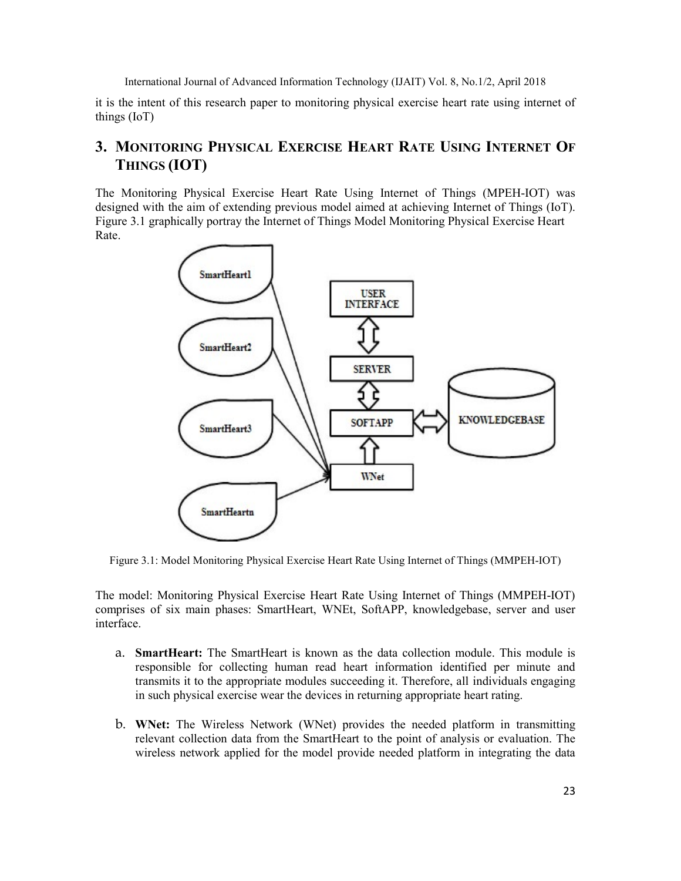it is the intent of this research paper to monitoring physical exercise heart rate using internet of things (IoT)

## 3. Monitoring Physical Exercise Heart Rate Using Internet Of Things (IOT)

The Monitoring Physical Exercise Heart Rate Using Internet of Things (MPEH-IOT) was designed with the aim of extending previous model aimed at achieving Internet of Things (IoT). Figure 3.1 graphically portray the Internet of Things Model Monitoring Physical Exercise Heart Rate.

Figure 3.1: Model Monitoring Physical Exercise Heart Rate Using Internet of Things (MMPEH-IOT)

The model: Monitoring Physical Exercise Heart Rate Using Internet of Things (MMPEH-IOT) comprises of six main phases: SmartHeart, WNEt, SoftAPP, knowledgebase, server and user interface.

a. **SmartHeart:** The SmartHeart is known as the data collection module. This module is responsible for collecting human read heart information identified per minute and transmits it to the appropriate modules succeeding it. Therefore, all individuals engaging in such physical exercise wear the devices in returning appropriate heart rating.

b. **WNet:** The Wireless Network (WNet) provides the needed platform in transmitting relevant collection data from the SmartHeart to the point of analysis or evaluation. The wireless network applied for the model provide needed platform in integrating the data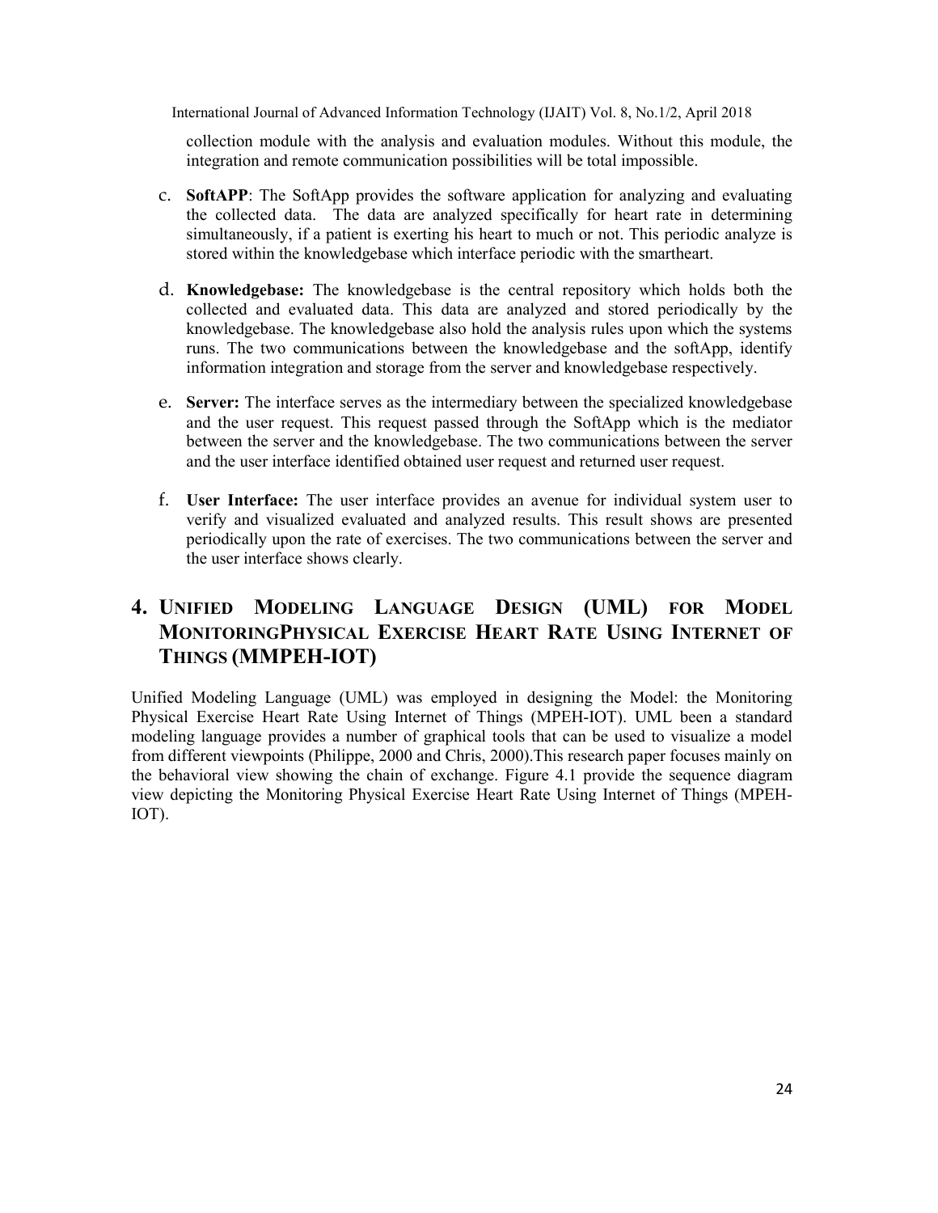collection module with the analysis and evaluation modules. Without this module, the integration and remote communication possibilities will be total impossible.

c. **SoftAPP**: The SoftApp provides the software application for analyzing and evaluating the collected data. The data are analyzed specifically for heart rate in determining simultaneously, if a patient is exerting his heart to much or not. This periodic analyze is stored within the knowledgebase which interface periodic with the smartheart.

d. **Knowledgebase:** The knowledgebase is the central repository which holds both the collected and evaluated data. This data are analyzed and stored periodically by the knowledgebase. The knowledgebase also hold the analysis rules upon which the systems runs. The two communications between the knowledgebase and the softApp, identify information integration and storage from the server and knowledgebase respectively.

e. **Server:** The interface serves as the intermediary between the specialized knowledgebase and the user request. This request passed through the SoftApp which is the mediator between the server and the knowledgebase. The two communications between the server and the user interface identified obtained user request and returned user request.

f. **User Interface:** The user interface provides an avenue for individual system user to verify and visualized evaluated and analyzed results. This result shows are presented periodically upon the rate of exercises. The two communications between the server and the user interface shows clearly.

## 4. Unified Modeling Language Design (UML) for Model MonitoringPhysical Exercise Heart Rate Using Internet of Things (MMPEH-IOT)

Unified Modeling Language (UML) was employed in designing the Model: the Monitoring Physical Exercise Heart Rate Using Internet of Things (MPEH-IOT). UML been a standard modeling language provides a number of graphical tools that can be used to visualize a model from different viewpoints (Philippe, 2000 and Chris, 2000).This research paper focuses mainly on the behavioral view showing the chain of exchange. Figure 4.1 provide the sequence diagram view depicting the Monitoring Physical Exercise Heart Rate Using Internet of Things (MPEH-IOT).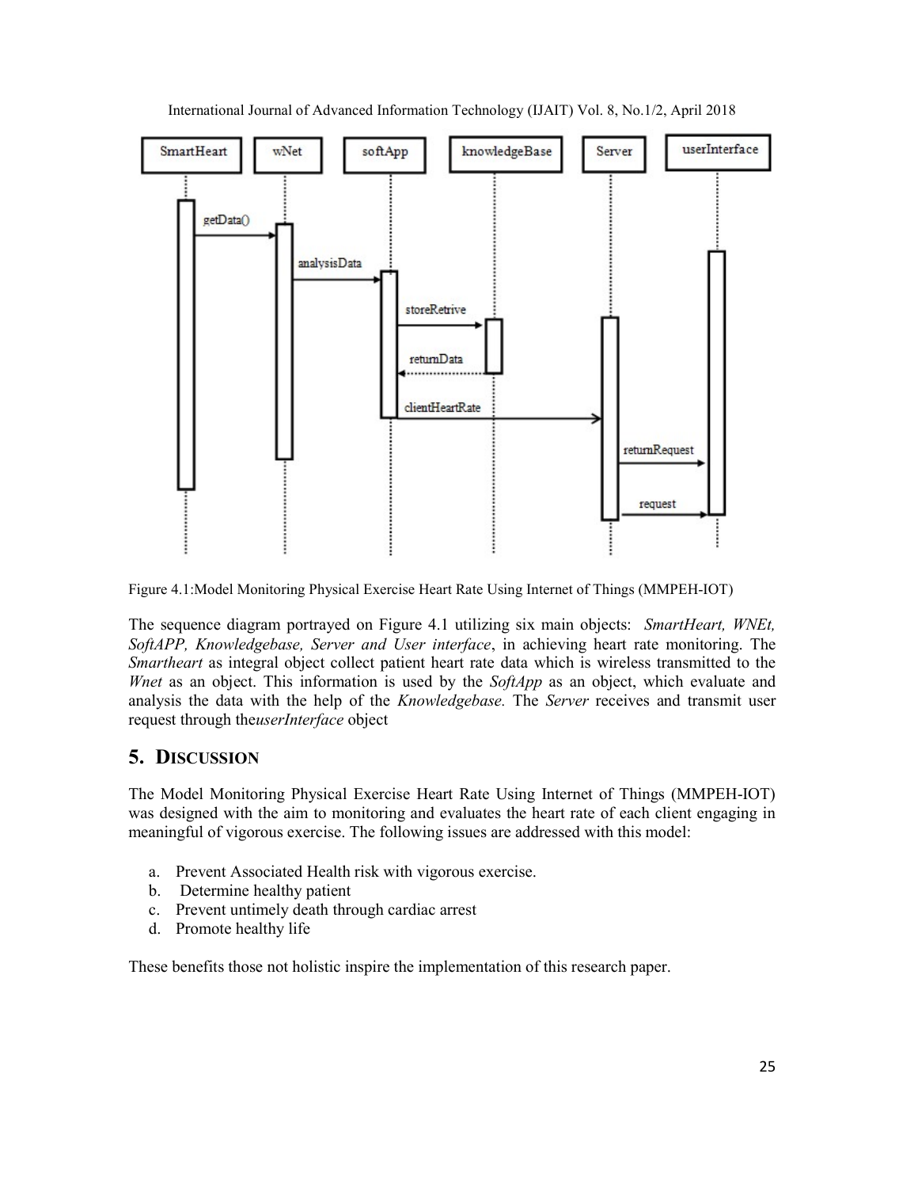Figure 4.1:Model Monitoring Physical Exercise Heart Rate Using Internet of Things (MMPEH-IOT)

The sequence diagram portrayed on Figure 4.1 utilizing six main objects: *SmartHeart, WNEt, SoftAPP, Knowledgebase, Server and User interface*, in achieving heart rate monitoring. The *Smartheart* as integral object collect patient heart rate data which is wireless transmitted to the *Wnet* as an object. This information is used by the *SoftApp* as an object, which evaluate and analysis the data with the help of the *Knowledgebase.* The *Server* receives and transmit user request through the*userInterface* object

## 5. DISCUSSION

The Model Monitoring Physical Exercise Heart Rate Using Internet of Things (MMPEH-IOT) was designed with the aim to monitoring and evaluates the heart rate of each client engaging in meaningful of vigorous exercise. The following issues are addressed with this model:

a. Prevent Associated Health risk with vigorous exercise.
b. Determine healthy patient
c. Prevent untimely death through cardiac arrest
d. Promote healthy life

These benefits those not holistic inspire the implementation of this research paper.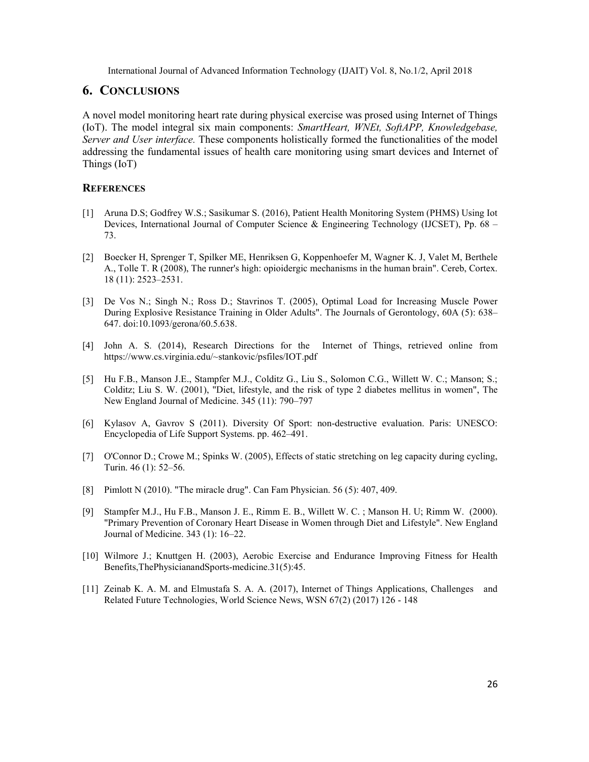## 6. CONCLUSIONS

A novel model monitoring heart rate during physical exercise was prosed using Internet of Things (IoT). The model integral six main components: *SmartHeart, WNEt, SoftAPP, Knowledgebase, Server and User interface.* These components holistically formed the functionalities of the model addressing the fundamental issues of health care monitoring using smart devices and Internet of Things (IoT)

## REFERENCES

[1] Aruna D.S; Godfrey W.S.; Sasikumar S. (2016), Patient Health Monitoring System (PHMS) Using Iot Devices, International Journal of Computer Science & Engineering Technology (IJCSET), Pp. 68 – 73.

[2] Boecker H, Sprenger T, Spilker ME, Henriksen G, Koppenhoefer M, Wagner K. J, Valet M, Berthele A., Tolle T. R (2008), The runner's high: opioidergic mechanisms in the human brain". Cereb, Cortex. 18 (11): 2523–2531.

[3] De Vos N.; Singh N.; Ross D.; Stavrinos T. (2005), Optimal Load for Increasing Muscle Power During Explosive Resistance Training in Older Adults". The Journals of Gerontology, 60A (5): 638–647. doi:10.1093/gerona/60.5.638.

[4] John A. S. (2014), Research Directions for the Internet of Things, retrieved online from https://www.cs.virginia.edu/~stankovic/psfiles/IOT.pdf

[5] Hu F.B., Manson J.E., Stampfer M.J., Colditz G., Liu S., Solomon C.G., Willett W. C.; Manson; S.; Colditz; Liu S. W. (2001), "Diet, lifestyle, and the risk of type 2 diabetes mellitus in women", The New England Journal of Medicine. 345 (11): 790–797

[6] Kylasov A, Gavrov S (2011). Diversity Of Sport: non-destructive evaluation. Paris: UNESCO: Encyclopedia of Life Support Systems. pp. 462–491.

[7] O'Connor D.; Crowe M.; Spinks W. (2005), Effects of static stretching on leg capacity during cycling, Turin. 46 (1): 52–56.

[8] Pimlott N (2010). "The miracle drug". Can Fam Physician. 56 (5): 407, 409.

[9] Stampfer M.J., Hu F.B., Manson J. E., Rimm E. B., Willett W. C. ; Manson H. U; Rimm W. (2000). "Primary Prevention of Coronary Heart Disease in Women through Diet and Lifestyle". New England Journal of Medicine. 343 (1): 16–22.

[10] Wilmore J.; Knuttgen H. (2003), Aerobic Exercise and Endurance Improving Fitness for Health Benefits,ThePhysicianandSports-medicine.31(5):45.

[11] Zeinab K. A. M. and Elmustafa S. A. A. (2017), Internet of Things Applications, Challenges and Related Future Technologies, World Science News, WSN 67(2) (2017) 126 - 148